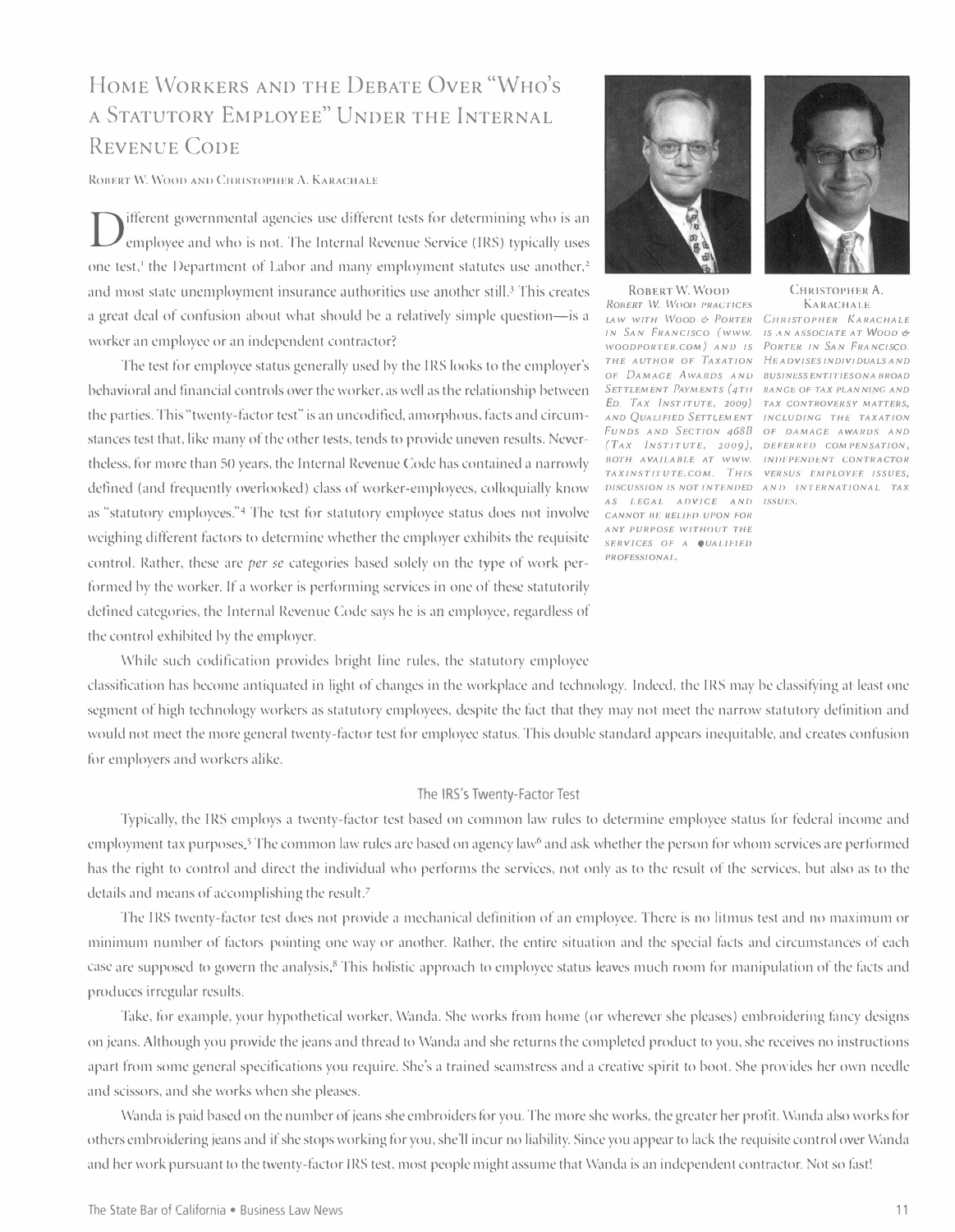# Home Workers and the Debate Over "Who's a Statutory Employee" Under the Internal Revenue Code

Robert W. Wood and Christopher A. Karachale

Different governmental agencies use different tests for determining who is an employee and who is not. The Internal Revenue Service (IRS) typically uses one test,[1] the Department of Labor and many employment statutes use another,[2] and most state unemployment insurance authorities use another still.[3] This creates a great deal of confusion about what should be a relatively simple question—is a worker an employee or an independent contractor?

The test for employee status generally used by the IRS looks to the employer's behavioral and financial controls over the worker, as well as the relationship between the parties. This "twenty-factor test" is an uncodified, amorphous, facts and circumstances test that, like many of the other tests, tends to provide uneven results. Nevertheless, for more than 50 years, the Internal Revenue Code has contained a narrowly defined (and frequently overlooked) class of worker-employees, colloquially know as "statutory employees."[4] The test for statutory employee status does not involve weighing different factors to determine whether the employer exhibits the requisite control. Rather, these are *per se* categories based solely on the type of work performed by the worker. If a worker is performing services in one of these statutorily defined categories, the Internal Revenue Code says he is an employee, regardless of the control exhibited by the employer.

Robert W. Wood

*Robert W. Wood practices law with Wood & Porter in San Francisco (www.woodporter.com) and is the author of Taxation of Damage Awards and Settlement Payments (4th Ed. Tax Institute, 2009) and Qualified Settlement Funds and Section 468B (Tax Institute, 2009), both available at www.taxinstitute.com. This discussion is not intended as legal advice and cannot be relied upon for any purpose without the services of a qualified professional.*

Christopher A. Karachale

*Christopher Karachale is an associate at Wood & Porter in San Francisco. He advises individuals and business entities on a broad range of tax planning and tax controversy matters, including the taxation of damage awards and deferred compensation, independent contractor versus employee issues, and international tax issues.*

While such codification provides bright line rules, the statutory employee classification has become antiquated in light of changes in the workplace and technology. Indeed, the IRS may be classifying at least one segment of high technology workers as statutory employees, despite the fact that they may not meet the narrow statutory definition and would not meet the more general twenty-factor test for employee status. This double standard appears inequitable, and creates confusion for employers and workers alike.

## The IRS's Twenty-Factor Test

Typically, the IRS employs a twenty-factor test based on common law rules to determine employee status for federal income and employment tax purposes.[5] The common law rules are based on agency law[6] and ask whether the person for whom services are performed has the right to control and direct the individual who performs the services, not only as to the result of the services, but also as to the details and means of accomplishing the result.[7]

The IRS twenty-factor test does not provide a mechanical definition of an employee. There is no litmus test and no maximum or minimum number of factors pointing one way or another. Rather, the entire situation and the special facts and circumstances of each case are supposed to govern the analysis.[8] This holistic approach to employee status leaves much room for manipulation of the facts and produces irregular results.

Take, for example, your hypothetical worker, Wanda. She works from home (or wherever she pleases) embroidering fancy designs on jeans. Although you provide the jeans and thread to Wanda and she returns the completed product to you, she receives no instructions apart from some general specifications you require. She's a trained seamstress and a creative spirit to boot. She provides her own needle and scissors, and she works when she pleases.

Wanda is paid based on the number of jeans she embroiders for you. The more she works, the greater her profit. Wanda also works for others embroidering jeans and if she stops working for you, she'll incur no liability. Since you appear to lack the requisite control over Wanda and her work pursuant to the twenty-factor IRS test, most people might assume that Wanda is an independent contractor. Not so fast!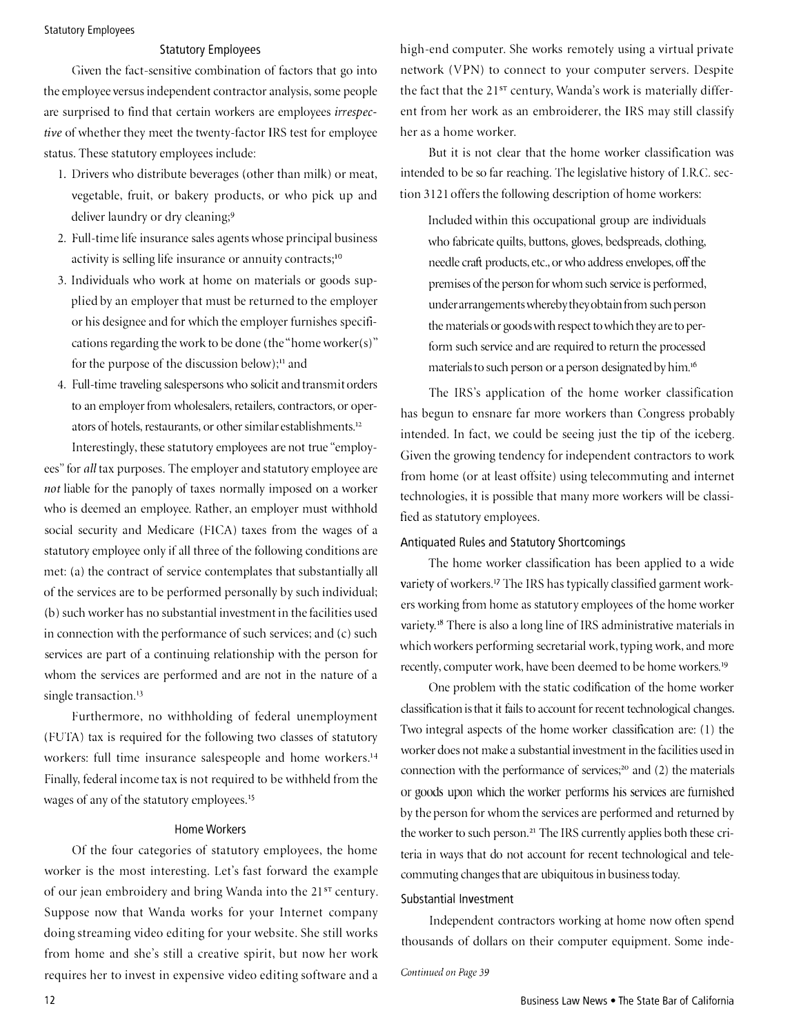## Statutory Employees

Given the fact-sensitive combination of factors that go into the employee versus independent contractor analysis, some people are surprised to find that certain workers are employees *irrespective* of whether they meet the twenty-factor IRS test for employee status. These statutory employees include:

1. Drivers who distribute beverages (other than milk) or meat, vegetable, fruit, or bakery products, or who pick up and deliver laundry or dry cleaning;[9]
2. Full-time life insurance sales agents whose principal business activity is selling life insurance or annuity contracts;[10]
3. Individuals who work at home on materials or goods supplied by an employer that must be returned to the employer or his designee and for which the employer furnishes specifications regarding the work to be done (the "home worker(s)" for the purpose of the discussion below);[11] and
4. Full-time traveling salespersons who solicit and transmit orders to an employer from wholesalers, retailers, contractors, or operators of hotels, restaurants, or other similar establishments.[12]

Interestingly, these statutory employees are not true "employees" for *all* tax purposes. The employer and statutory employee are *not* liable for the panoply of taxes normally imposed on a worker who is deemed an employee. Rather, an employer must withhold social security and Medicare (FICA) taxes from the wages of a statutory employee only if all three of the following conditions are met: (a) the contract of service contemplates that substantially all of the services are to be performed personally by such individual; (b) such worker has no substantial investment in the facilities used in connection with the performance of such services; and (c) such services are part of a continuing relationship with the person for whom the services are performed and are not in the nature of a single transaction.[13]

Furthermore, no withholding of federal unemployment (FUTA) tax is required for the following two classes of statutory workers: full time insurance salespeople and home workers.[14] Finally, federal income tax is not required to be withheld from the wages of any of the statutory employees.[15]

### Home Workers

Of the four categories of statutory employees, the home worker is the most interesting. Let's fast forward the example of our jean embroidery and bring Wanda into the 21ST century. Suppose now that Wanda works for your Internet company doing streaming video editing for your website. She still works from home and she's still a creative spirit, but now her work requires her to invest in expensive video editing software and a high-end computer. She works remotely using a virtual private network (VPN) to connect to your computer servers. Despite the fact that the 21ST century, Wanda's work is materially different from her work as an embroiderer, the IRS may still classify her as a home worker.

But it is not clear that the home worker classification was intended to be so far reaching. The legislative history of I.R.C. section 3121 offers the following description of home workers:

> Included within this occupational group are individuals who fabricate quilts, buttons, gloves, bedspreads, clothing, needle craft products, etc., or who address envelopes, off the premises of the person for whom such service is performed, under arrangements whereby they obtain from such person the materials or goods with respect to which they are to perform such service and are required to return the processed materials to such person or a person designated by him.[16]

The IRS's application of the home worker classification has begun to ensnare far more workers than Congress probably intended. In fact, we could be seeing just the tip of the iceberg. Given the growing tendency for independent contractors to work from home (or at least offsite) using telecommuting and internet technologies, it is possible that many more workers will be classified as statutory employees.

### Antiquated Rules and Statutory Shortcomings

The home worker classification has been applied to a wide variety of workers.[17] The IRS has typically classified garment workers working from home as statutory employees of the home worker variety.[18] There is also a long line of IRS administrative materials in which workers performing secretarial work, typing work, and more recently, computer work, have been deemed to be home workers.[19]

One problem with the static codification of the home worker classification is that it fails to account for recent technological changes. Two integral aspects of the home worker classification are: (1) the worker does not make a substantial investment in the facilities used in connection with the performance of services;[20] and (2) the materials or goods upon which the worker performs his services are furnished by the person for whom the services are performed and returned by the worker to such person.[21] The IRS currently applies both these criteria in ways that do not account for recent technological and telecommuting changes that are ubiquitous in business today.

### Substantial Investment

Independent contractors working at home now often spend thousands of dollars on their computer equipment. Some inde-

*Continued on Page 39*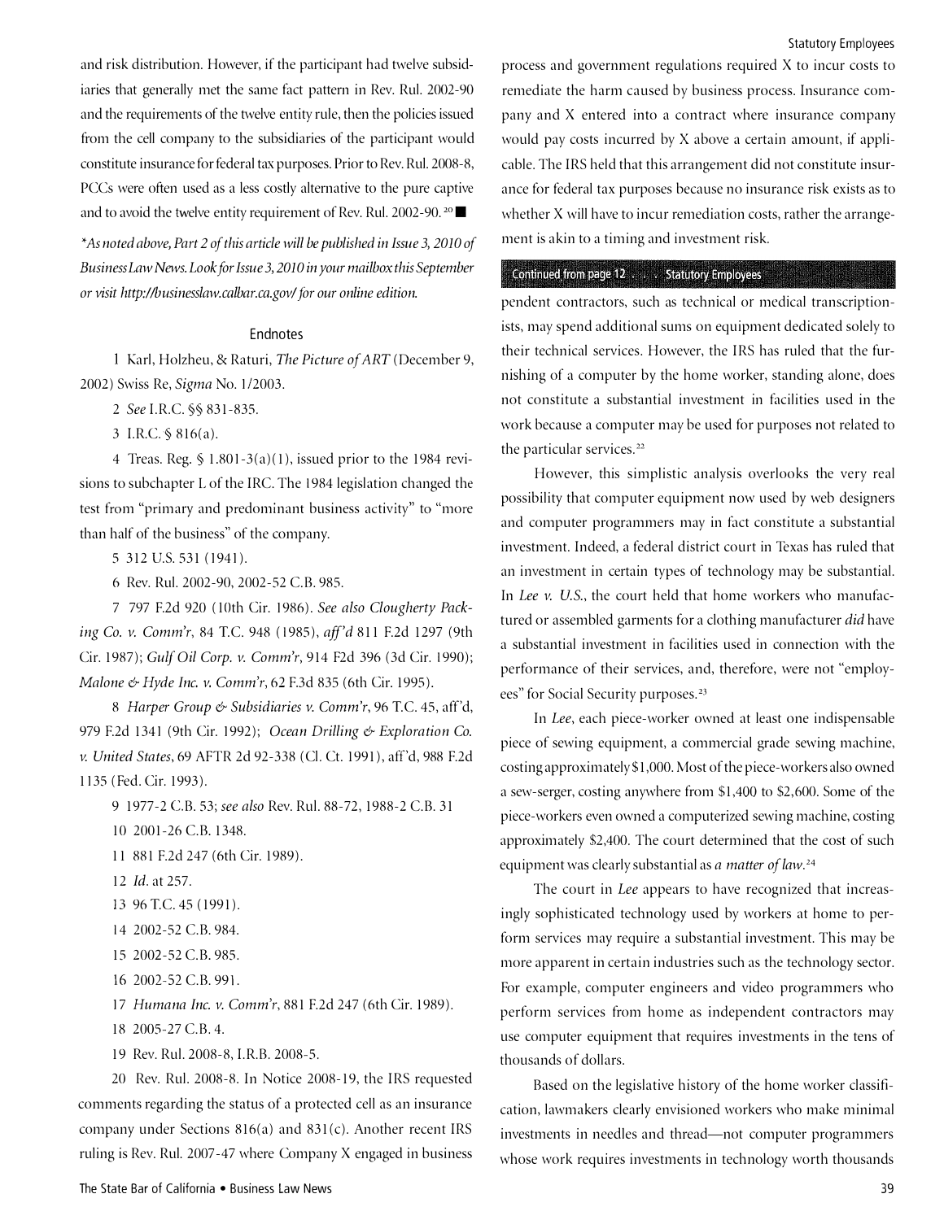and risk distribution. However, if the participant had twelve subsidiaries that generally met the same fact pattern in Rev. Rul. 2002-90 and the requirements of the twelve entity rule, then the policies issued from the cell company to the subsidiaries of the participant would constitute insurance for federal tax purposes. Prior to Rev. Rul. 2008-8, PCCs were often used as a less costly alternative to the pure captive and to avoid the twelve entity requirement of Rev. Rul. 2002-90.[20] ■

*\*As noted above, Part 2 of this article will be published in Issue 3, 2010 of Business Law News. Look for Issue 3, 2010 in your mailbox this September or visit http://businesslaw.calbar.ca.gov/ for our online edition.*

### Endnotes

1 Karl, Holzheu, & Raturi, *The Picture of ART* (December 9, 2002) Swiss Re, *Sigma* No. 1/2003.

2 *See* I.R.C. §§ 831-835.

3 I.R.C. § 816(a).

4 Treas. Reg. § 1.801-3(a)(1), issued prior to the 1984 revisions to subchapter L of the IRC. The 1984 legislation changed the test from "primary and predominant business activity" to "more than half of the business" of the company.

5 312 U.S. 531 (1941).

6 Rev. Rul. 2002-90, 2002-52 C.B. 985.

7 797 F.2d 920 (10th Cir. 1986). *See also Clougherty Packing Co. v. Comm'r*, 84 T.C. 948 (1985), *aff'd* 811 F.2d 1297 (9th Cir. 1987); *Gulf Oil Corp. v. Comm'r*, 914 F2d 396 (3d Cir. 1990); *Malone & Hyde Inc. v. Comm'r*, 62 F.3d 835 (6th Cir. 1995).

8 *Harper Group & Subsidiaries v. Comm'r*, 96 T.C. 45, aff'd, 979 F.2d 1341 (9th Cir. 1992); *Ocean Drilling & Exploration Co. v. United States*, 69 AFTR 2d 92-338 (Cl. Ct. 1991), aff'd, 988 F.2d 1135 (Fed. Cir. 1993).

9 1977-2 C.B. 53; *see also* Rev. Rul. 88-72, 1988-2 C.B. 31

10 2001-26 C.B. 1348.

11 881 F.2d 247 (6th Cir. 1989).

12 *Id*. at 257.

13 96 T.C. 45 (1991).

14 2002-52 C.B. 984.

15 2002-52 C.B. 985.

16 2002-52 C.B. 991.

17 *Humana Inc. v. Comm'r*, 881 F.2d 247 (6th Cir. 1989).

18 2005-27 C.B. 4.

19 Rev. Rul. 2008-8, I.R.B. 2008-5.

20 Rev. Rul. 2008-8. In Notice 2008-19, the IRS requested comments regarding the status of a protected cell as an insurance company under Sections 816(a) and 831(c). Another recent IRS ruling is Rev. Rul. 2007-47 where Company X engaged in business process and government regulations required X to incur costs to remediate the harm caused by business process. Insurance company and X entered into a contract where insurance company would pay costs incurred by X above a certain amount, if applicable. The IRS held that this arrangement did not constitute insurance for federal tax purposes because no insurance risk exists as to whether X will have to incur remediation costs, rather the arrangement is akin to a timing and investment risk.

**Continued from page 12 . . . Statutory Employees**

pendent contractors, such as technical or medical transcriptionists, may spend additional sums on equipment dedicated solely to their technical services. However, the IRS has ruled that the furnishing of a computer by the home worker, standing alone, does not constitute a substantial investment in facilities used in the work because a computer may be used for purposes not related to the particular services.[22]

However, this simplistic analysis overlooks the very real possibility that computer equipment now used by web designers and computer programmers may in fact constitute a substantial investment. Indeed, a federal district court in Texas has ruled that an investment in certain types of technology may be substantial. In *Lee v. U.S.*, the court held that home workers who manufactured or assembled garments for a clothing manufacturer *did* have a substantial investment in facilities used in connection with the performance of their services, and, therefore, were not "employees" for Social Security purposes.[23]

In *Lee*, each piece-worker owned at least one indispensable piece of sewing equipment, a commercial grade sewing machine, costing approximately $1,000. Most of the piece-workers also owned a sew-serger, costing anywhere from $1,400 to $2,600. Some of the piece-workers even owned a computerized sewing machine, costing approximately $2,400. The court determined that the cost of such equipment was clearly substantial as *a matter of law*.[24]

The court in *Lee* appears to have recognized that increasingly sophisticated technology used by workers at home to perform services may require a substantial investment. This may be more apparent in certain industries such as the technology sector. For example, computer engineers and video programmers who perform services from home as independent contractors may use computer equipment that requires investments in the tens of thousands of dollars.

Based on the legislative history of the home worker classification, lawmakers clearly envisioned workers who make minimal investments in needles and thread—not computer programmers whose work requires investments in technology worth thousands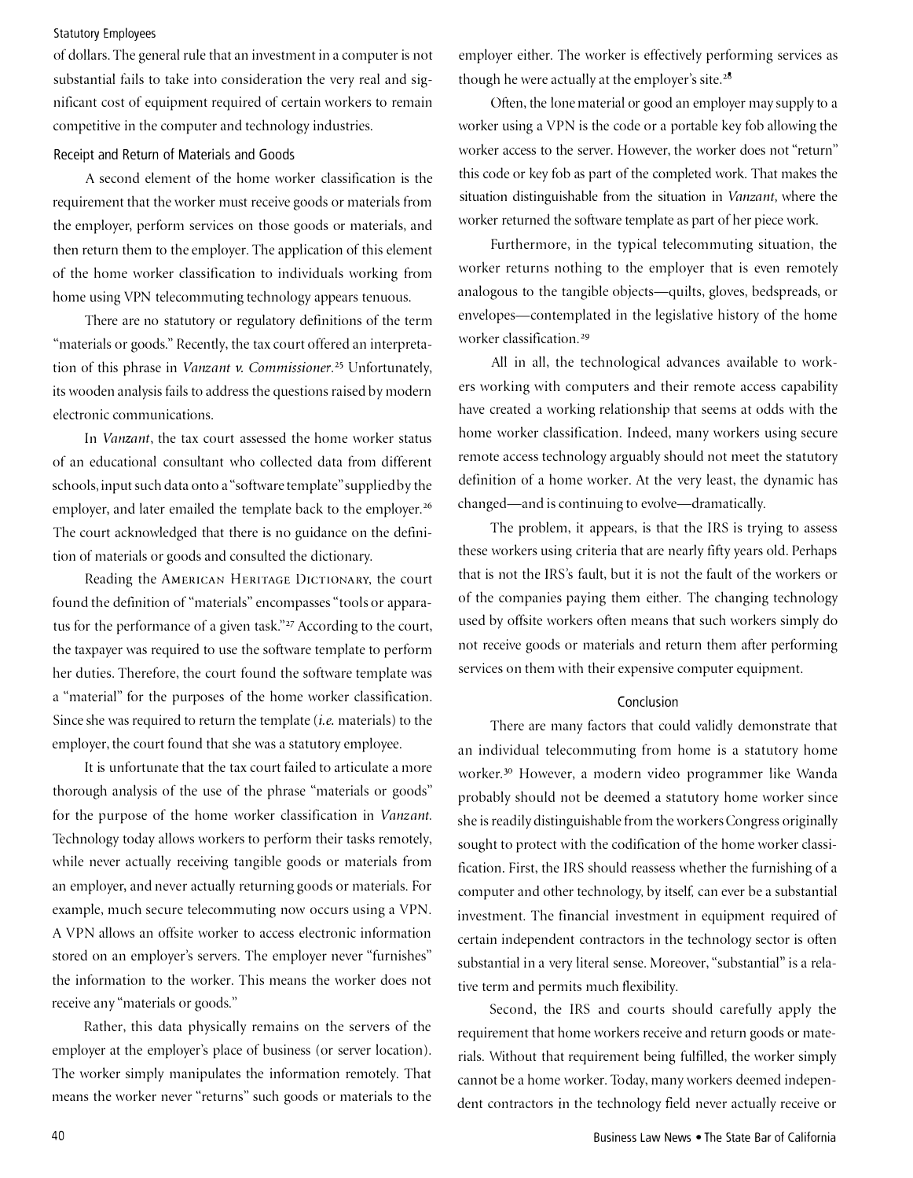of dollars. The general rule that an investment in a computer is not substantial fails to take into consideration the very real and significant cost of equipment required of certain workers to remain competitive in the computer and technology industries.

### Receipt and Return of Materials and Goods

A second element of the home worker classification is the requirement that the worker must receive goods or materials from the employer, perform services on those goods or materials, and then return them to the employer. The application of this element of the home worker classification to individuals working from home using VPN telecommuting technology appears tenuous.

There are no statutory or regulatory definitions of the term "materials or goods." Recently, the tax court offered an interpretation of this phrase in *Vanzant v. Commissioner*.[25] Unfortunately, its wooden analysis fails to address the questions raised by modern electronic communications.

In *Vanzant*, the tax court assessed the home worker status of an educational consultant who collected data from different schools, input such data onto a "software template" supplied by the employer, and later emailed the template back to the employer.[26] The court acknowledged that there is no guidance on the definition of materials or goods and consulted the dictionary.

Reading the American Heritage Dictionary, the court found the definition of "materials" encompasses "tools or apparatus for the performance of a given task."[27] According to the court, the taxpayer was required to use the software template to perform her duties. Therefore, the court found the software template was a "material" for the purposes of the home worker classification. Since she was required to return the template (*i.e.* materials) to the employer, the court found that she was a statutory employee.

It is unfortunate that the tax court failed to articulate a more thorough analysis of the use of the phrase "materials or goods" for the purpose of the home worker classification in *Vanzant*. Technology today allows workers to perform their tasks remotely, while never actually receiving tangible goods or materials from an employer, and never actually returning goods or materials. For example, much secure telecommuting now occurs using a VPN. A VPN allows an offsite worker to access electronic information stored on an employer's servers. The employer never "furnishes" the information to the worker. This means the worker does not receive any "materials or goods."

Rather, this data physically remains on the servers of the employer at the employer's place of business (or server location). The worker simply manipulates the information remotely. That means the worker never "returns" such goods or materials to the employer either. The worker is effectively performing services as though he were actually at the employer's site.[28]

Often, the lone material or good an employer may supply to a worker using a VPN is the code or a portable key fob allowing the worker access to the server. However, the worker does not "return" this code or key fob as part of the completed work. That makes the situation distinguishable from the situation in *Vanzant*, where the worker returned the software template as part of her piece work.

Furthermore, in the typical telecommuting situation, the worker returns nothing to the employer that is even remotely analogous to the tangible objects—quilts, gloves, bedspreads, or envelopes—contemplated in the legislative history of the home worker classification.[29]

All in all, the technological advances available to workers working with computers and their remote access capability have created a working relationship that seems at odds with the home worker classification. Indeed, many workers using secure remote access technology arguably should not meet the statutory definition of a home worker. At the very least, the dynamic has changed—and is continuing to evolve—dramatically.

The problem, it appears, is that the IRS is trying to assess these workers using criteria that are nearly fifty years old. Perhaps that is not the IRS's fault, but it is not the fault of the workers or of the companies paying them either. The changing technology used by offsite workers often means that such workers simply do not receive goods or materials and return them after performing services on them with their expensive computer equipment.

## Conclusion

There are many factors that could validly demonstrate that an individual telecommuting from home is a statutory home worker.[30] However, a modern video programmer like Wanda probably should not be deemed a statutory home worker since she is readily distinguishable from the workers Congress originally sought to protect with the codification of the home worker classification. First, the IRS should reassess whether the furnishing of a computer and other technology, by itself, can ever be a substantial investment. The financial investment in equipment required of certain independent contractors in the technology sector is often substantial in a very literal sense. Moreover, "substantial" is a relative term and permits much flexibility.

Second, the IRS and courts should carefully apply the requirement that home workers receive and return goods or materials. Without that requirement being fulfilled, the worker simply cannot be a home worker. Today, many workers deemed independent contractors in the technology field never actually receive or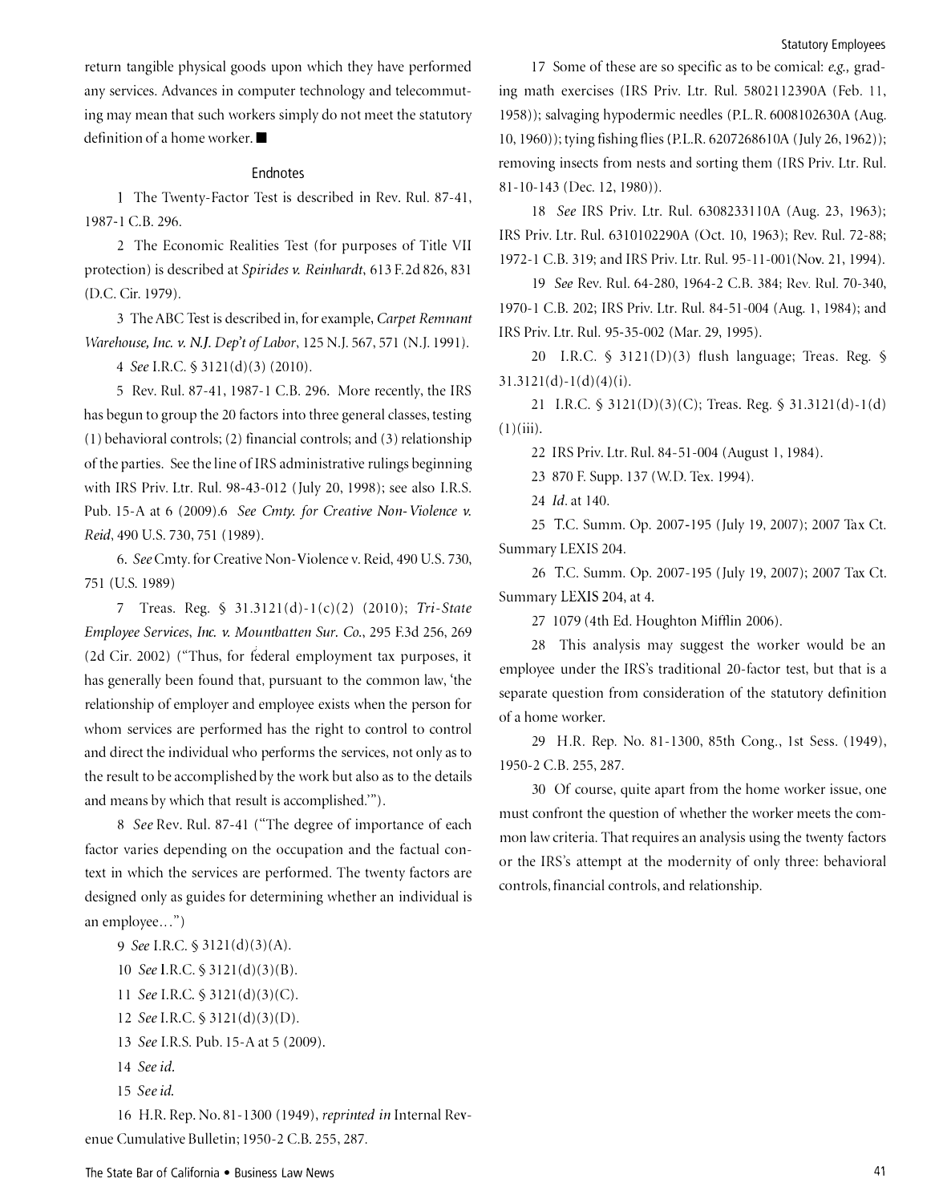return tangible physical goods upon which they have performed any services. Advances in computer technology and telecommuting may mean that such workers simply do not meet the statutory definition of a home worker. ■

## Endnotes

1 The Twenty-Factor Test is described in Rev. Rul. 87-41, 1987-1 C.B. 296.

2 The Economic Realities Test (for purposes of Title VII protection) is described at *Spirides v. Reinhardt*, 613 F.2d 826, 831 (D.C. Cir. 1979).

3 The ABC Test is described in, for example, *Carpet Remnant Warehouse, Inc. v. N.J. Dep't of Labor*, 125 N.J. 567, 571 (N.J. 1991).

4 *See* I.R.C. § 3121(d)(3) (2010).

5 Rev. Rul. 87-41, 1987-1 C.B. 296. More recently, the IRS has begun to group the 20 factors into three general classes, testing (1) behavioral controls; (2) financial controls; and (3) relationship of the parties. See the line of IRS administrative rulings beginning with IRS Priv. Ltr. Rul. 98-43-012 (July 20, 1998); see also I.R.S. Pub. 15-A at 6 (2009).6 *See Cmty. for Creative Non-Violence v. Reid*, 490 U.S. 730, 751 (1989).

6. *See* Cmty. for Creative Non-Violence v. Reid, 490 U.S. 730, 751 (U.S. 1989)

7 Treas. Reg. § 31.3121(d)-1(c)(2) (2010); *Tri-State Employee Services, Inc. v. Mountbatten Sur. Co.*, 295 F.3d 256, 269 (2d Cir. 2002) ("Thus, for federal employment tax purposes, it has generally been found that, pursuant to the common law, 'the relationship of employer and employee exists when the person for whom services are performed has the right to control to control and direct the individual who performs the services, not only as to the result to be accomplished by the work but also as to the details and means by which that result is accomplished.'").

8 *See* Rev. Rul. 87-41 ("The degree of importance of each factor varies depending on the occupation and the factual context in which the services are performed. The twenty factors are designed only as guides for determining whether an individual is an employee…")

9 *See* I.R.C. § 3121(d)(3)(A).

10 *See* I.R.C. § 3121(d)(3)(B).

11 *See* I.R.C. § 3121(d)(3)(C).

12 *See* I.R.C. § 3121(d)(3)(D).

13 *See* I.R.S. Pub. 15-A at 5 (2009).

14 *See id.*

15 *See id.*

16 H.R. Rep. No. 81-1300 (1949), *reprinted in* Internal Revenue Cumulative Bulletin; 1950-2 C.B. 255, 287.

17 Some of these are so specific as to be comical: *e.g.*, grading math exercises (IRS Priv. Ltr. Rul. 5802112390A (Feb. 11, 1958)); salvaging hypodermic needles (P.L.R. 6008102630A (Aug. 10, 1960)); tying fishing flies (P.L.R. 6207268610A (July 26, 1962)); removing insects from nests and sorting them (IRS Priv. Ltr. Rul. 81-10-143 (Dec. 12, 1980)).

18 *See* IRS Priv. Ltr. Rul. 6308233110A (Aug. 23, 1963); IRS Priv. Ltr. Rul. 6310102290A (Oct. 10, 1963); Rev. Rul. 72-88; 1972-1 C.B. 319; and IRS Priv. Ltr. Rul. 95-11-001(Nov. 21, 1994).

19 *See* Rev. Rul. 64-280, 1964-2 C.B. 384; Rev. Rul. 70-340, 1970-1 C.B. 202; IRS Priv. Ltr. Rul. 84-51-004 (Aug. 1, 1984); and IRS Priv. Ltr. Rul. 95-35-002 (Mar. 29, 1995).

20 I.R.C. § 3121(D)(3) flush language; Treas. Reg. § 31.3121(d)-1(d)(4)(i).

21 I.R.C. § 3121(D)(3)(C); Treas. Reg. § 31.3121(d)-1(d)(1)(iii).

22 IRS Priv. Ltr. Rul. 84-51-004 (August 1, 1984).

23 870 F. Supp. 137 (W.D. Tex. 1994).

24 *Id.* at 140.

25 T.C. Summ. Op. 2007-195 (July 19, 2007); 2007 Tax Ct. Summary LEXIS 204.

26 T.C. Summ. Op. 2007-195 (July 19, 2007); 2007 Tax Ct. Summary LEXIS 204, at 4.

27 1079 (4th Ed. Houghton Mifflin 2006).

28 This analysis may suggest the worker would be an employee under the IRS's traditional 20-factor test, but that is a separate question from consideration of the statutory definition of a home worker.

29 H.R. Rep. No. 81-1300, 85th Cong., 1st Sess. (1949), 1950-2 C.B. 255, 287.

30 Of course, quite apart from the home worker issue, one must confront the question of whether the worker meets the common law criteria. That requires an analysis using the twenty factors or the IRS's attempt at the modernity of only three: behavioral controls, financial controls, and relationship.